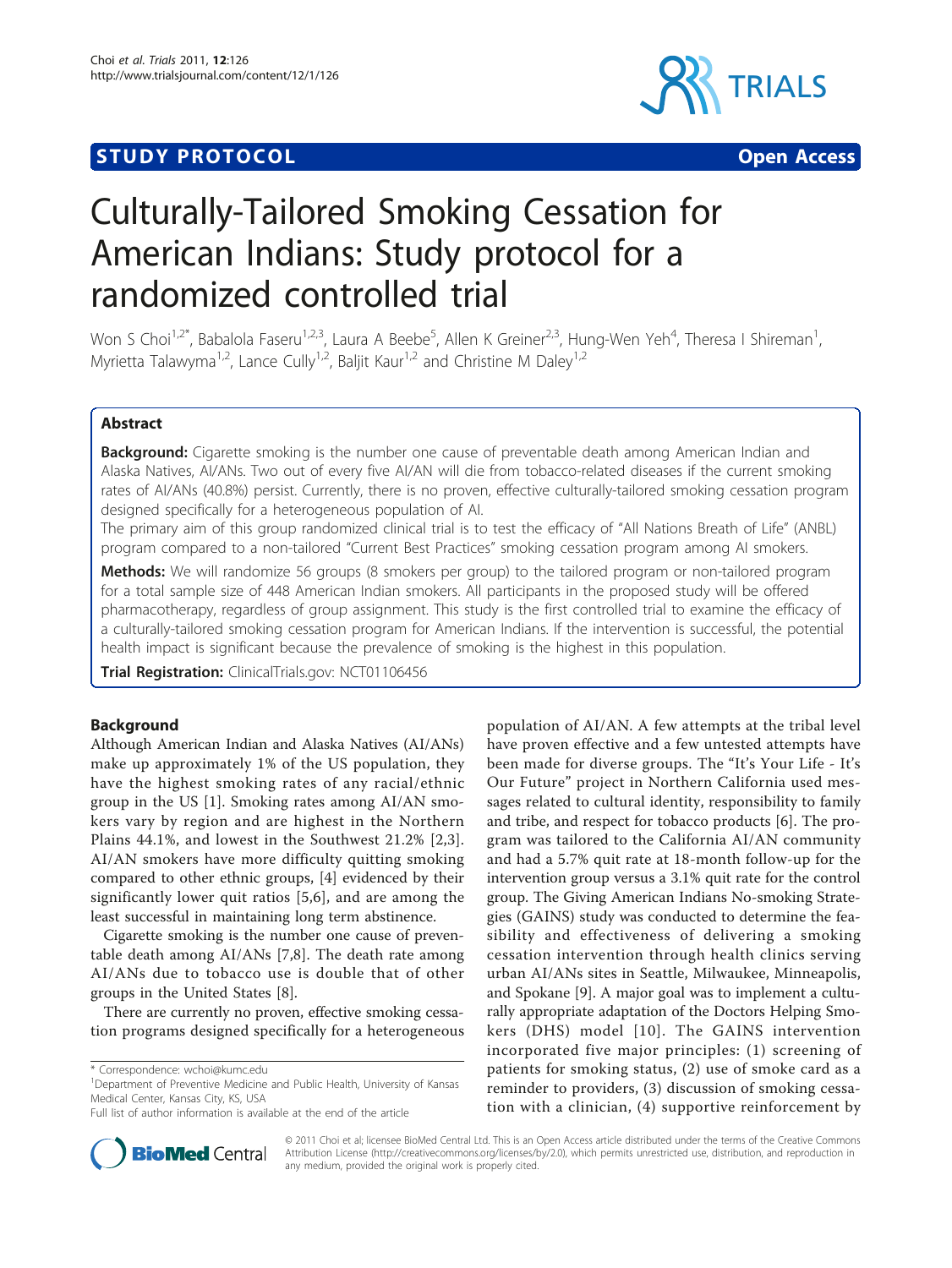STUDY PROTOCOL Open Access

# Culturally-Tailored Smoking Cessation for American Indians: Study protocol for a randomized controlled trial

Won S Choi[1,2*], Babalola Faseru[1,2,3], Laura A Beebe[5], Allen K Greiner[2,3], Hung-Wen Yeh[4], Theresa I Shireman[1], Myrietta Talawyma[1,2], Lance Cully[1,2], Baljit Kaur[1,2] and Christine M Daley[1,2]

## Abstract

**Background:** Cigarette smoking is the number one cause of preventable death among American Indian and Alaska Natives, AI/ANs. Two out of every five AI/AN will die from tobacco-related diseases if the current smoking rates of AI/ANs (40.8%) persist. Currently, there is no proven, effective culturally-tailored smoking cessation program designed specifically for a heterogeneous population of AI.

The primary aim of this group randomized clinical trial is to test the efficacy of "All Nations Breath of Life" (ANBL) program compared to a non-tailored "Current Best Practices" smoking cessation program among AI smokers.

**Methods:** We will randomize 56 groups (8 smokers per group) to the tailored program or non-tailored program for a total sample size of 448 American Indian smokers. All participants in the proposed study will be offered pharmacotherapy, regardless of group assignment. This study is the first controlled trial to examine the efficacy of a culturally-tailored smoking cessation program for American Indians. If the intervention is successful, the potential health impact is significant because the prevalence of smoking is the highest in this population.

**Trial Registration:** ClinicalTrials.gov: NCT01106456

## Background

Although American Indian and Alaska Natives (AI/ANs) make up approximately 1% of the US population, they have the highest smoking rates of any racial/ethnic group in the US [1]. Smoking rates among AI/AN smokers vary by region and are highest in the Northern Plains 44.1%, and lowest in the Southwest 21.2% [2,3]. AI/AN smokers have more difficulty quitting smoking compared to other ethnic groups, [4] evidenced by their significantly lower quit ratios [5,6], and are among the least successful in maintaining long term abstinence.

Cigarette smoking is the number one cause of preventable death among AI/ANs [7,8]. The death rate among AI/ANs due to tobacco use is double that of other groups in the United States [8].

There are currently no proven, effective smoking cessation programs designed specifically for a heterogeneous population of AI/AN. A few attempts at the tribal level have proven effective and a few untested attempts have been made for diverse groups. The "It's Your Life - It's Our Future" project in Northern California used messages related to cultural identity, responsibility to family and tribe, and respect for tobacco products [6]. The program was tailored to the California AI/AN community and had a 5.7% quit rate at 18-month follow-up for the intervention group versus a 3.1% quit rate for the control group. The Giving American Indians No-smoking Strategies (GAINS) study was conducted to determine the feasibility and effectiveness of delivering a smoking cessation intervention through health clinics serving urban AI/ANs sites in Seattle, Milwaukee, Minneapolis, and Spokane [9]. A major goal was to implement a culturally appropriate adaptation of the Doctors Helping Smokers (DHS) model [10]. The GAINS intervention incorporated five major principles: (1) screening of patients for smoking status, (2) use of smoke card as a reminder to providers, (3) discussion of smoking cessation with a clinician, (4) supportive reinforcement by

\* Correspondence: wchoi@kumc.edu

[1]Department of Preventive Medicine and Public Health, University of Kansas Medical Center, Kansas City, KS, USA

Full list of author information is available at the end of the article

© 2011 Choi et al; licensee BioMed Central Ltd. This is an Open Access article distributed under the terms of the Creative Commons Attribution License (http://creativecommons.org/licenses/by/2.0), which permits unrestricted use, distribution, and reproduction in any medium, provided the original work is properly cited.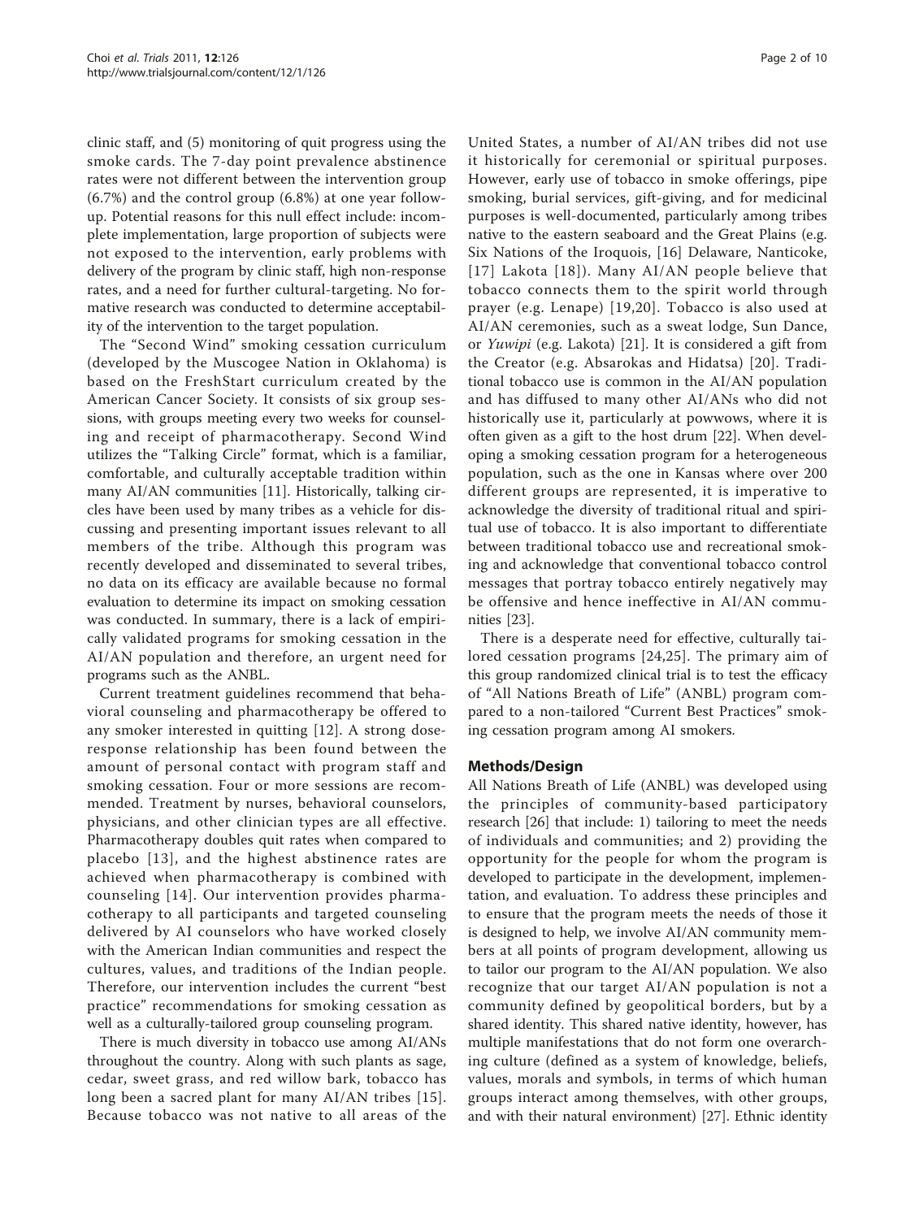clinic staff, and (5) monitoring of quit progress using the smoke cards. The 7-day point prevalence abstinence rates were not different between the intervention group (6.7%) and the control group (6.8%) at one year follow-up. Potential reasons for this null effect include: incomplete implementation, large proportion of subjects were not exposed to the intervention, early problems with delivery of the program by clinic staff, high non-response rates, and a need for further cultural-targeting. No formative research was conducted to determine acceptability of the intervention to the target population.

The "Second Wind" smoking cessation curriculum (developed by the Muscogee Nation in Oklahoma) is based on the FreshStart curriculum created by the American Cancer Society. It consists of six group sessions, with groups meeting every two weeks for counseling and receipt of pharmacotherapy. Second Wind utilizes the "Talking Circle" format, which is a familiar, comfortable, and culturally acceptable tradition within many AI/AN communities [11]. Historically, talking circles have been used by many tribes as a vehicle for discussing and presenting important issues relevant to all members of the tribe. Although this program was recently developed and disseminated to several tribes, no data on its efficacy are available because no formal evaluation to determine its impact on smoking cessation was conducted. In summary, there is a lack of empirically validated programs for smoking cessation in the AI/AN population and therefore, an urgent need for programs such as the ANBL.

Current treatment guidelines recommend that behavioral counseling and pharmacotherapy be offered to any smoker interested in quitting [12]. A strong dose-response relationship has been found between the amount of personal contact with program staff and smoking cessation. Four or more sessions are recommended. Treatment by nurses, behavioral counselors, physicians, and other clinician types are all effective. Pharmacotherapy doubles quit rates when compared to placebo [13], and the highest abstinence rates are achieved when pharmacotherapy is combined with counseling [14]. Our intervention provides pharmacotherapy to all participants and targeted counseling delivered by AI counselors who have worked closely with the American Indian communities and respect the cultures, values, and traditions of the Indian people. Therefore, our intervention includes the current "best practice" recommendations for smoking cessation as well as a culturally-tailored group counseling program.

There is much diversity in tobacco use among AI/ANs throughout the country. Along with such plants as sage, cedar, sweet grass, and red willow bark, tobacco has long been a sacred plant for many AI/AN tribes [15]. Because tobacco was not native to all areas of the United States, a number of AI/AN tribes did not use it historically for ceremonial or spiritual purposes. However, early use of tobacco in smoke offerings, pipe smoking, burial services, gift-giving, and for medicinal purposes is well-documented, particularly among tribes native to the eastern seaboard and the Great Plains (e.g. Six Nations of the Iroquois, [16] Delaware, Nanticoke, [17] Lakota [18]). Many AI/AN people believe that tobacco connects them to the spirit world through prayer (e.g. Lenape) [19,20]. Tobacco is also used at AI/AN ceremonies, such as a sweat lodge, Sun Dance, or *Yuwipi* (e.g. Lakota) [21]. It is considered a gift from the Creator (e.g. Absarokas and Hidatsa) [20]. Traditional tobacco use is common in the AI/AN population and has diffused to many other AI/ANs who did not historically use it, particularly at powwows, where it is often given as a gift to the host drum [22]. When developing a smoking cessation program for a heterogeneous population, such as the one in Kansas where over 200 different groups are represented, it is imperative to acknowledge the diversity of traditional ritual and spiritual use of tobacco. It is also important to differentiate between traditional tobacco use and recreational smoking and acknowledge that conventional tobacco control messages that portray tobacco entirely negatively may be offensive and hence ineffective in AI/AN communities [23].

There is a desperate need for effective, culturally tailored cessation programs [24,25]. The primary aim of this group randomized clinical trial is to test the efficacy of "All Nations Breath of Life" (ANBL) program compared to a non-tailored "Current Best Practices" smoking cessation program among AI smokers.

## Methods/Design

All Nations Breath of Life (ANBL) was developed using the principles of community-based participatory research [26] that include: 1) tailoring to meet the needs of individuals and communities; and 2) providing the opportunity for the people for whom the program is developed to participate in the development, implementation, and evaluation. To address these principles and to ensure that the program meets the needs of those it is designed to help, we involve AI/AN community members at all points of program development, allowing us to tailor our program to the AI/AN population. We also recognize that our target AI/AN population is not a community defined by geopolitical borders, but by a shared identity. This shared native identity, however, has multiple manifestations that do not form one overarching culture (defined as a system of knowledge, beliefs, values, morals and symbols, in terms of which human groups interact among themselves, with other groups, and with their natural environment) [27]. Ethnic identity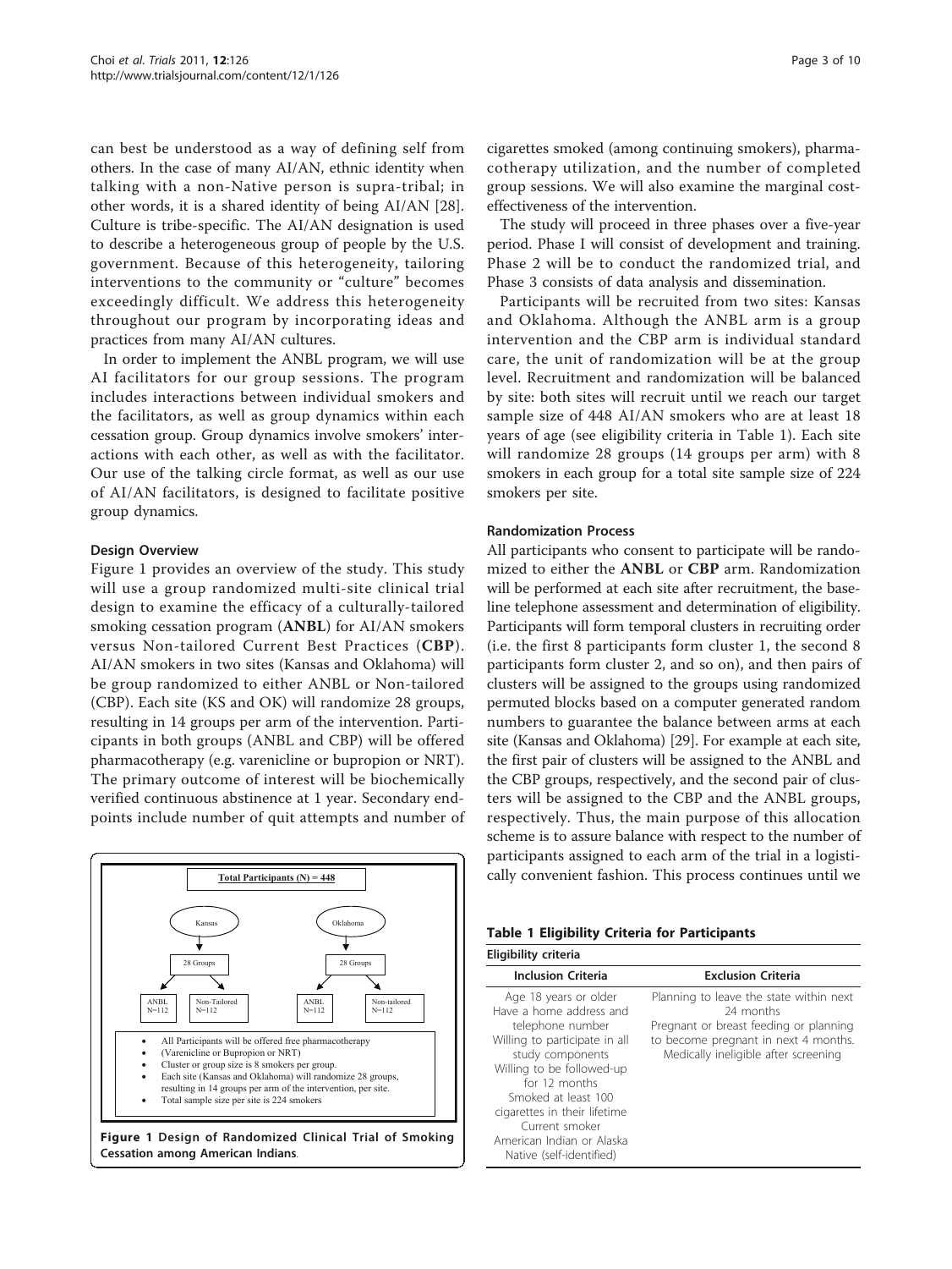can best be understood as a way of defining self from others. In the case of many AI/AN, ethnic identity when talking with a non-Native person is supra-tribal; in other words, it is a shared identity of being AI/AN [28]. Culture is tribe-specific. The AI/AN designation is used to describe a heterogeneous group of people by the U.S. government. Because of this heterogeneity, tailoring interventions to the community or "culture" becomes exceedingly difficult. We address this heterogeneity throughout our program by incorporating ideas and practices from many AI/AN cultures.

In order to implement the ANBL program, we will use AI facilitators for our group sessions. The program includes interactions between individual smokers and the facilitators, as well as group dynamics within each cessation group. Group dynamics involve smokers' interactions with each other, as well as with the facilitator. Our use of the talking circle format, as well as our use of AI/AN facilitators, is designed to facilitate positive group dynamics.

### Design Overview

Figure 1 provides an overview of the study. This study will use a group randomized multi-site clinical trial design to examine the efficacy of a culturally-tailored smoking cessation program (**ANBL**) for AI/AN smokers versus Non-tailored Current Best Practices (**CBP**). AI/AN smokers in two sites (Kansas and Oklahoma) will be group randomized to either ANBL or Non-tailored (CBP). Each site (KS and OK) will randomize 28 groups, resulting in 14 groups per arm of the intervention. Participants in both groups (ANBL and CBP) will be offered pharmacotherapy (e.g. varenicline or bupropion or NRT). The primary outcome of interest will be biochemically verified continuous abstinence at 1 year. Secondary endpoints include number of quit attempts and number of cigarettes smoked (among continuing smokers), pharmacotherapy utilization, and the number of completed group sessions. We will also examine the marginal cost-effectiveness of the intervention.

**Total Participants (N) = 448**

Kansas: 28 Groups → ANBL N=112; Non-Tailored N=112

Oklahoma: 28 Groups → ANBL N=112; Non-tailored N=112

- All Participants will be offered free pharmacotherapy (Varenicline or Bupropion or NRT)
- Cluster or group size is 8 smokers per group.
- Each site (Kansas and Oklahoma) will randomize 28 groups, resulting in 14 groups per arm of the intervention, per site.
- Total sample size per site is 224 smokers

**Figure 1 Design of Randomized Clinical Trial of Smoking Cessation among American Indians**.

The study will proceed in three phases over a five-year period. Phase I will consist of development and training. Phase 2 will be to conduct the randomized trial, and Phase 3 consists of data analysis and dissemination.

Participants will be recruited from two sites: Kansas and Oklahoma. Although the ANBL arm is a group intervention and the CBP arm is individual standard care, the unit of randomization will be at the group level. Recruitment and randomization will be balanced by site: both sites will recruit until we reach our target sample size of 448 AI/AN smokers who are at least 18 years of age (see eligibility criteria in Table 1). Each site will randomize 28 groups (14 groups per arm) with 8 smokers in each group for a total site sample size of 224 smokers per site.

### Randomization Process

All participants who consent to participate will be randomized to either the **ANBL** or **CBP** arm. Randomization will be performed at each site after recruitment, the baseline telephone assessment and determination of eligibility. Participants will form temporal clusters in recruiting order (i.e. the first 8 participants form cluster 1, the second 8 participants form cluster 2, and so on), and then pairs of clusters will be assigned to the groups using randomized permuted blocks based on a computer generated random numbers to guarantee the balance between arms at each site (Kansas and Oklahoma) [29]. For example at each site, the first pair of clusters will be assigned to the ANBL and the CBP groups, respectively, and the second pair of clusters will be assigned to the CBP and the ANBL groups, respectively. Thus, the main purpose of this allocation scheme is to assure balance with respect to the number of participants assigned to each arm of the trial in a logistically convenient fashion. This process continues until we

**Table 1 Eligibility Criteria for Participants**

| Inclusion Criteria | Exclusion Criteria |
|---|---|
| Age 18 years or older | Planning to leave the state within next 24 months |
| Have a home address and telephone number | Pregnant or breast feeding or planning to become pregnant in next 4 months. |
| Willing to participate in all study components | Medically ineligible after screening |
| Willing to be followed-up for 12 months | |
| Smoked at least 100 cigarettes in their lifetime | |
| Current smoker | |
| American Indian or Alaska Native (self-identified) | |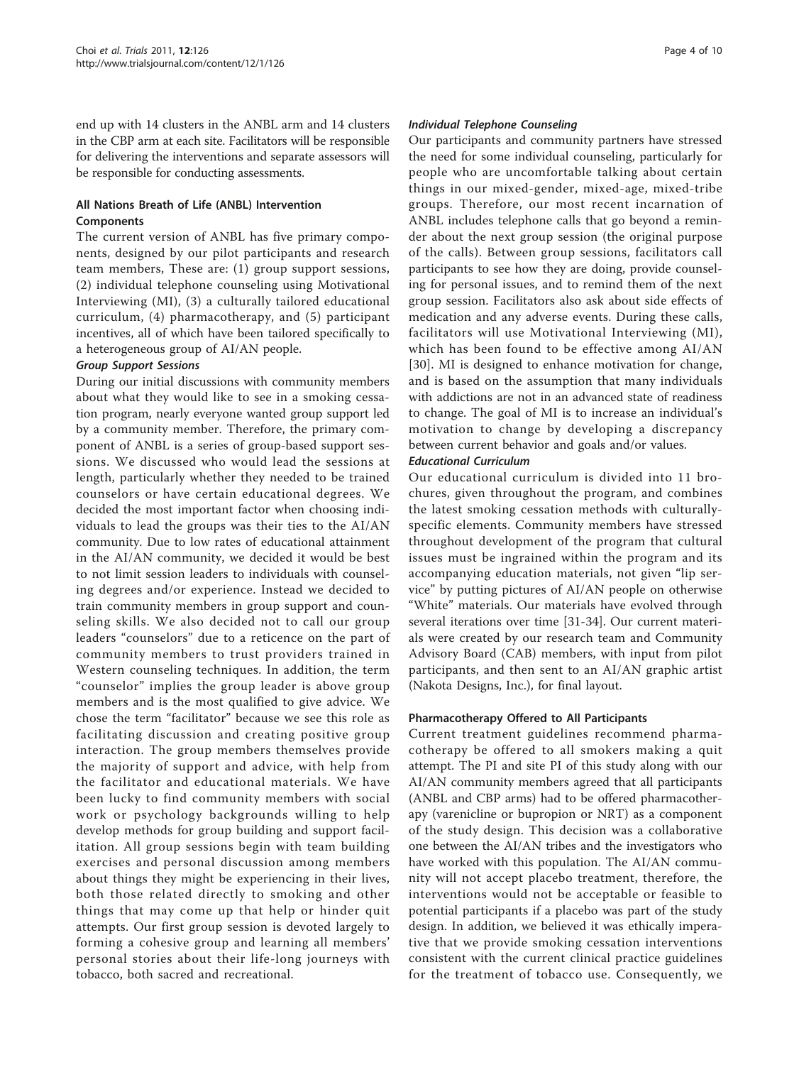end up with 14 clusters in the ANBL arm and 14 clusters in the CBP arm at each site. Facilitators will be responsible for delivering the interventions and separate assessors will be responsible for conducting assessments.

### All Nations Breath of Life (ANBL) Intervention Components

The current version of ANBL has five primary components, designed by our pilot participants and research team members, These are: (1) group support sessions, (2) individual telephone counseling using Motivational Interviewing (MI), (3) a culturally tailored educational curriculum, (4) pharmacotherapy, and (5) participant incentives, all of which have been tailored specifically to a heterogeneous group of AI/AN people.

#### *Group Support Sessions*

During our initial discussions with community members about what they would like to see in a smoking cessation program, nearly everyone wanted group support led by a community member. Therefore, the primary component of ANBL is a series of group-based support sessions. We discussed who would lead the sessions at length, particularly whether they needed to be trained counselors or have certain educational degrees. We decided the most important factor when choosing individuals to lead the groups was their ties to the AI/AN community. Due to low rates of educational attainment in the AI/AN community, we decided it would be best to not limit session leaders to individuals with counseling degrees and/or experience. Instead we decided to train community members in group support and counseling skills. We also decided not to call our group leaders "counselors" due to a reticence on the part of community members to trust providers trained in Western counseling techniques. In addition, the term "counselor" implies the group leader is above group members and is the most qualified to give advice. We chose the term "facilitator" because we see this role as facilitating discussion and creating positive group interaction. The group members themselves provide the majority of support and advice, with help from the facilitator and educational materials. We have been lucky to find community members with social work or psychology backgrounds willing to help develop methods for group building and support facilitation. All group sessions begin with team building exercises and personal discussion among members about things they might be experiencing in their lives, both those related directly to smoking and other things that may come up that help or hinder quit attempts. Our first group session is devoted largely to forming a cohesive group and learning all members' personal stories about their life-long journeys with tobacco, both sacred and recreational.

#### *Individual Telephone Counseling*

Our participants and community partners have stressed the need for some individual counseling, particularly for people who are uncomfortable talking about certain things in our mixed-gender, mixed-age, mixed-tribe groups. Therefore, our most recent incarnation of ANBL includes telephone calls that go beyond a reminder about the next group session (the original purpose of the calls). Between group sessions, facilitators call participants to see how they are doing, provide counseling for personal issues, and to remind them of the next group session. Facilitators also ask about side effects of medication and any adverse events. During these calls, facilitators will use Motivational Interviewing (MI), which has been found to be effective among AI/AN [30]. MI is designed to enhance motivation for change, and is based on the assumption that many individuals with addictions are not in an advanced state of readiness to change. The goal of MI is to increase an individual's motivation to change by developing a discrepancy between current behavior and goals and/or values.

#### *Educational Curriculum*

Our educational curriculum is divided into 11 brochures, given throughout the program, and combines the latest smoking cessation methods with culturally-specific elements. Community members have stressed throughout development of the program that cultural issues must be ingrained within the program and its accompanying education materials, not given "lip service" by putting pictures of AI/AN people on otherwise "White" materials. Our materials have evolved through several iterations over time [31-34]. Our current materials were created by our research team and Community Advisory Board (CAB) members, with input from pilot participants, and then sent to an AI/AN graphic artist (Nakota Designs, Inc.), for final layout.

### Pharmacotherapy Offered to All Participants

Current treatment guidelines recommend pharmacotherapy be offered to all smokers making a quit attempt. The PI and site PI of this study along with our AI/AN community members agreed that all participants (ANBL and CBP arms) had to be offered pharmacotherapy (varenicline or bupropion or NRT) as a component of the study design. This decision was a collaborative one between the AI/AN tribes and the investigators who have worked with this population. The AI/AN community will not accept placebo treatment, therefore, the interventions would not be acceptable or feasible to potential participants if a placebo was part of the study design. In addition, we believed it was ethically imperative that we provide smoking cessation interventions consistent with the current clinical practice guidelines for the treatment of tobacco use. Consequently, we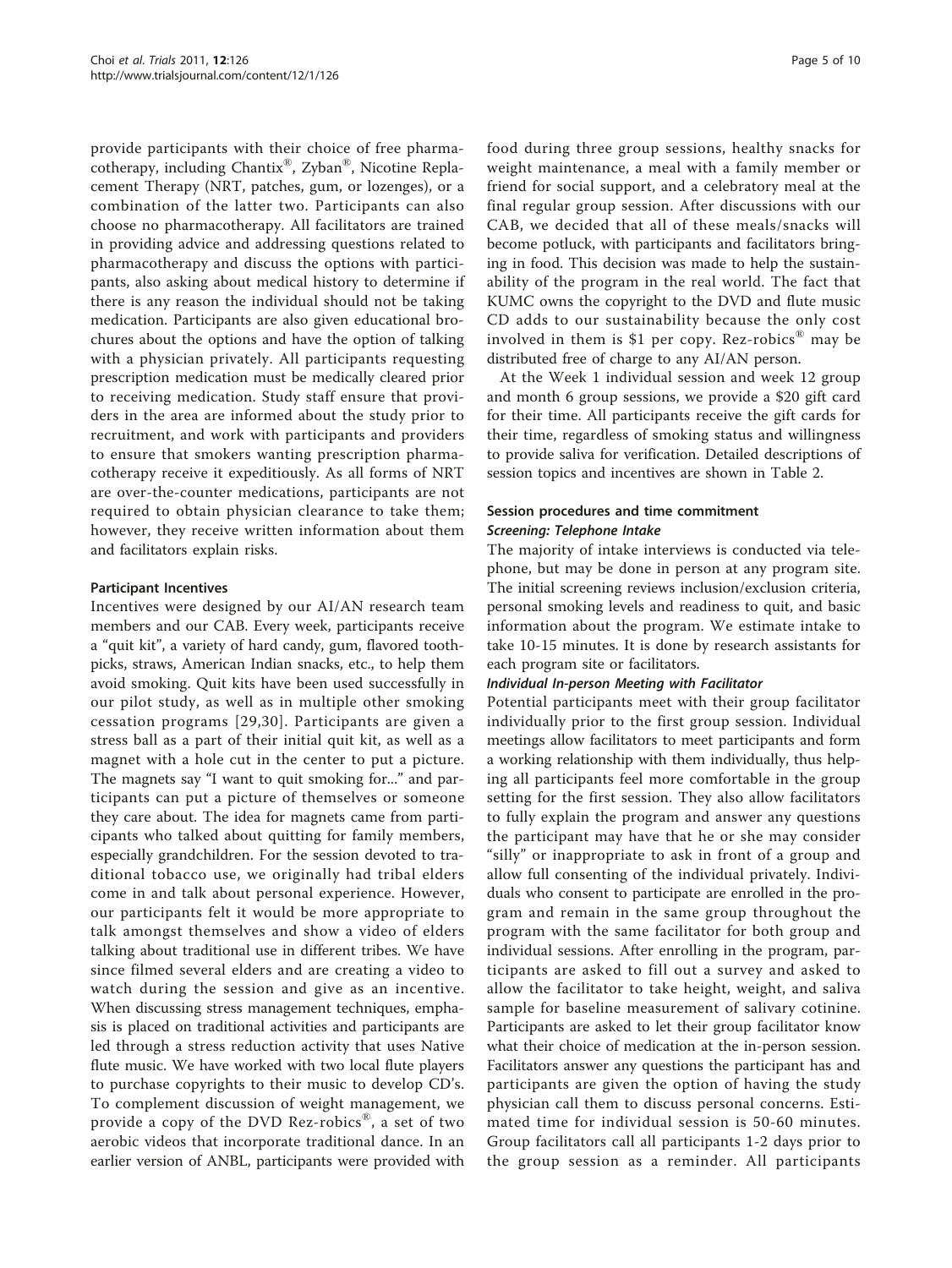provide participants with their choice of free pharmacotherapy, including Chantix®, Zyban®, Nicotine Replacement Therapy (NRT, patches, gum, or lozenges), or a combination of the latter two. Participants can also choose no pharmacotherapy. All facilitators are trained in providing advice and addressing questions related to pharmacotherapy and discuss the options with participants, also asking about medical history to determine if there is any reason the individual should not be taking medication. Participants are also given educational brochures about the options and have the option of talking with a physician privately. All participants requesting prescription medication must be medically cleared prior to receiving medication. Study staff ensure that providers in the area are informed about the study prior to recruitment, and work with participants and providers to ensure that smokers wanting prescription pharmacotherapy receive it expeditiously. As all forms of NRT are over-the-counter medications, participants are not required to obtain physician clearance to take them; however, they receive written information about them and facilitators explain risks.

### Participant Incentives

Incentives were designed by our AI/AN research team members and our CAB. Every week, participants receive a "quit kit", a variety of hard candy, gum, flavored toothpicks, straws, American Indian snacks, etc., to help them avoid smoking. Quit kits have been used successfully in our pilot study, as well as in multiple other smoking cessation programs [29,30]. Participants are given a stress ball as a part of their initial quit kit, as well as a magnet with a hole cut in the center to put a picture. The magnets say "I want to quit smoking for..." and participants can put a picture of themselves or someone they care about. The idea for magnets came from participants who talked about quitting for family members, especially grandchildren. For the session devoted to traditional tobacco use, we originally had tribal elders come in and talk about personal experience. However, our participants felt it would be more appropriate to talk amongst themselves and show a video of elders talking about traditional use in different tribes. We have since filmed several elders and are creating a video to watch during the session and give as an incentive. When discussing stress management techniques, emphasis is placed on traditional activities and participants are led through a stress reduction activity that uses Native flute music. We have worked with two local flute players to purchase copyrights to their music to develop CD's. To complement discussion of weight management, we provide a copy of the DVD Rez-robics®, a set of two aerobic videos that incorporate traditional dance. In an earlier version of ANBL, participants were provided with food during three group sessions, healthy snacks for weight maintenance, a meal with a family member or friend for social support, and a celebratory meal at the final regular group session. After discussions with our CAB, we decided that all of these meals/snacks will become potluck, with participants and facilitators bringing in food. This decision was made to help the sustainability of the program in the real world. The fact that KUMC owns the copyright to the DVD and flute music CD adds to our sustainability because the only cost involved in them is $1 per copy. Rez-robics® may be distributed free of charge to any AI/AN person.

At the Week 1 individual session and week 12 group and month 6 group sessions, we provide a $20 gift card for their time. All participants receive the gift cards for their time, regardless of smoking status and willingness to provide saliva for verification. Detailed descriptions of session topics and incentives are shown in Table 2.

### Session procedures and time commitment

#### *Screening: Telephone Intake*

The majority of intake interviews is conducted via telephone, but may be done in person at any program site. The initial screening reviews inclusion/exclusion criteria, personal smoking levels and readiness to quit, and basic information about the program. We estimate intake to take 10-15 minutes. It is done by research assistants for each program site or facilitators.

#### *Individual In-person Meeting with Facilitator*

Potential participants meet with their group facilitator individually prior to the first group session. Individual meetings allow facilitators to meet participants and form a working relationship with them individually, thus helping all participants feel more comfortable in the group setting for the first session. They also allow facilitators to fully explain the program and answer any questions the participant may have that he or she may consider "silly" or inappropriate to ask in front of a group and allow full consenting of the individual privately. Individuals who consent to participate are enrolled in the program and remain in the same group throughout the program with the same facilitator for both group and individual sessions. After enrolling in the program, participants are asked to fill out a survey and asked to allow the facilitator to take height, weight, and saliva sample for baseline measurement of salivary cotinine. Participants are asked to let their group facilitator know what their choice of medication at the in-person session. Facilitators answer any questions the participant has and participants are given the option of having the study physician call them to discuss personal concerns. Estimated time for individual session is 50-60 minutes. Group facilitators call all participants 1-2 days prior to the group session as a reminder. All participants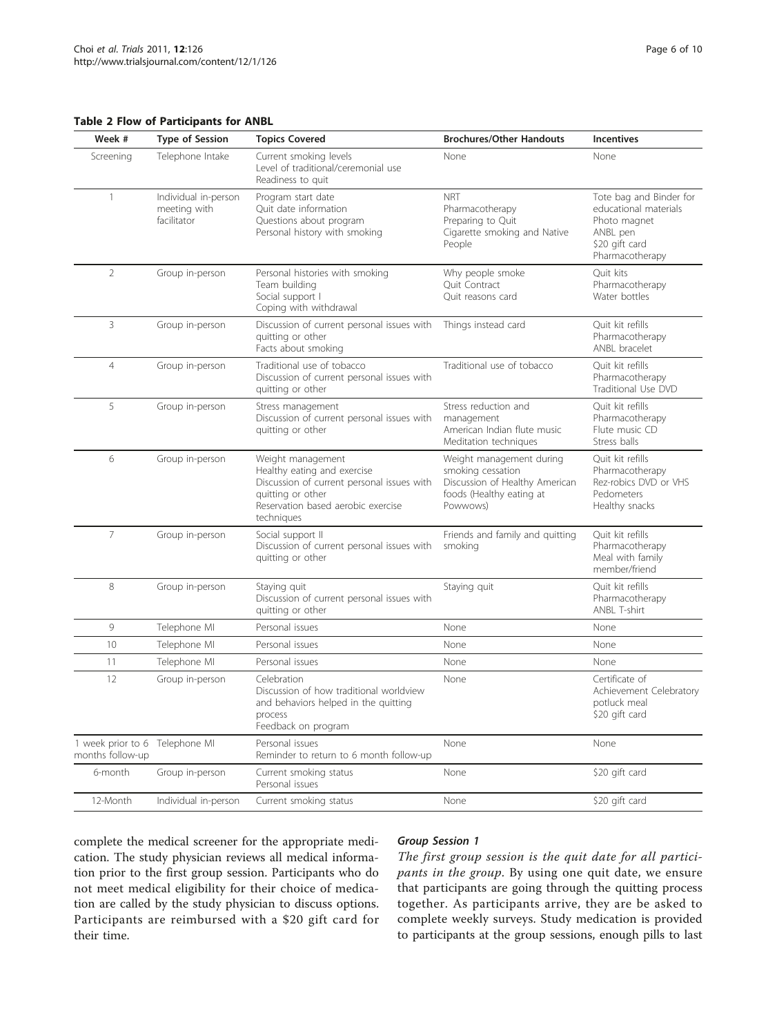**Table 2 Flow of Participants for ANBL**

| Week # | Type of Session | Topics Covered | Brochures/Other Handouts | Incentives |
|---|---|---|---|---|
| Screening | Telephone Intake | Current smoking levels<br>Level of traditional/ceremonial use<br>Readiness to quit | None | None |
| 1 | Individual in-person meeting with facilitator | Program start date<br>Quit date information<br>Questions about program<br>Personal history with smoking | NRT<br>Pharmacotherapy<br>Preparing to Quit<br>Cigarette smoking and Native People | Tote bag and Binder for educational materials<br>Photo magnet<br>ANBL pen<br>$20 gift card<br>Pharmacotherapy |
| 2 | Group in-person | Personal histories with smoking<br>Team building<br>Social support I<br>Coping with withdrawal | Why people smoke<br>Quit Contract<br>Quit reasons card | Quit kits<br>Pharmacotherapy<br>Water bottles |
| 3 | Group in-person | Discussion of current personal issues with quitting or other<br>Facts about smoking | Things instead card | Quit kit refills<br>Pharmacotherapy<br>ANBL bracelet |
| 4 | Group in-person | Traditional use of tobacco<br>Discussion of current personal issues with quitting or other | Traditional use of tobacco | Quit kit refills<br>Pharmacotherapy<br>Traditional Use DVD |
| 5 | Group in-person | Stress management<br>Discussion of current personal issues with quitting or other | Stress reduction and management<br>American Indian flute music<br>Meditation techniques | Quit kit refills<br>Pharmacotherapy<br>Flute music CD<br>Stress balls |
| 6 | Group in-person | Weight management<br>Healthy eating and exercise<br>Discussion of current personal issues with quitting or other<br>Reservation based aerobic exercise techniques | Weight management during smoking cessation<br>Discussion of Healthy American foods (Healthy eating at Powwows) | Quit kit refills<br>Pharmacotherapy<br>Rez-robics DVD or VHS<br>Pedometers<br>Healthy snacks |
| 7 | Group in-person | Social support II<br>Discussion of current personal issues with quitting or other | Friends and family and quitting smoking | Quit kit refills<br>Pharmacotherapy<br>Meal with family member/friend |
| 8 | Group in-person | Staying quit<br>Discussion of current personal issues with quitting or other | Staying quit | Quit kit refills<br>Pharmacotherapy<br>ANBL T-shirt |
| 9 | Telephone MI | Personal issues | None | None |
| 10 | Telephone MI | Personal issues | None | None |
| 11 | Telephone MI | Personal issues | None | None |
| 12 | Group in-person | Celebration<br>Discussion of how traditional worldview and behaviors helped in the quitting process<br>Feedback on program | None | Certificate of Achievement Celebratory potluck meal<br>$20 gift card |
| 1 week prior to 6 months follow-up | Telephone MI | Personal issues<br>Reminder to return to 6 month follow-up | None | None |
| 6-month | Group in-person | Current smoking status<br>Personal issues | None | $20 gift card |
| 12-Month | Individual in-person | Current smoking status | None | $20 gift card |

complete the medical screener for the appropriate medication. The study physician reviews all medical information prior to the first group session. Participants who do not meet medical eligibility for their choice of medication are called by the study physician to discuss options. Participants are reimbursed with a $20 gift card for their time.

#### Group Session 1

*The first group session is the quit date for all participants in the group*. By using one quit date, we ensure that participants are going through the quitting process together. As participants arrive, they are be asked to complete weekly surveys. Study medication is provided to participants at the group sessions, enough pills to last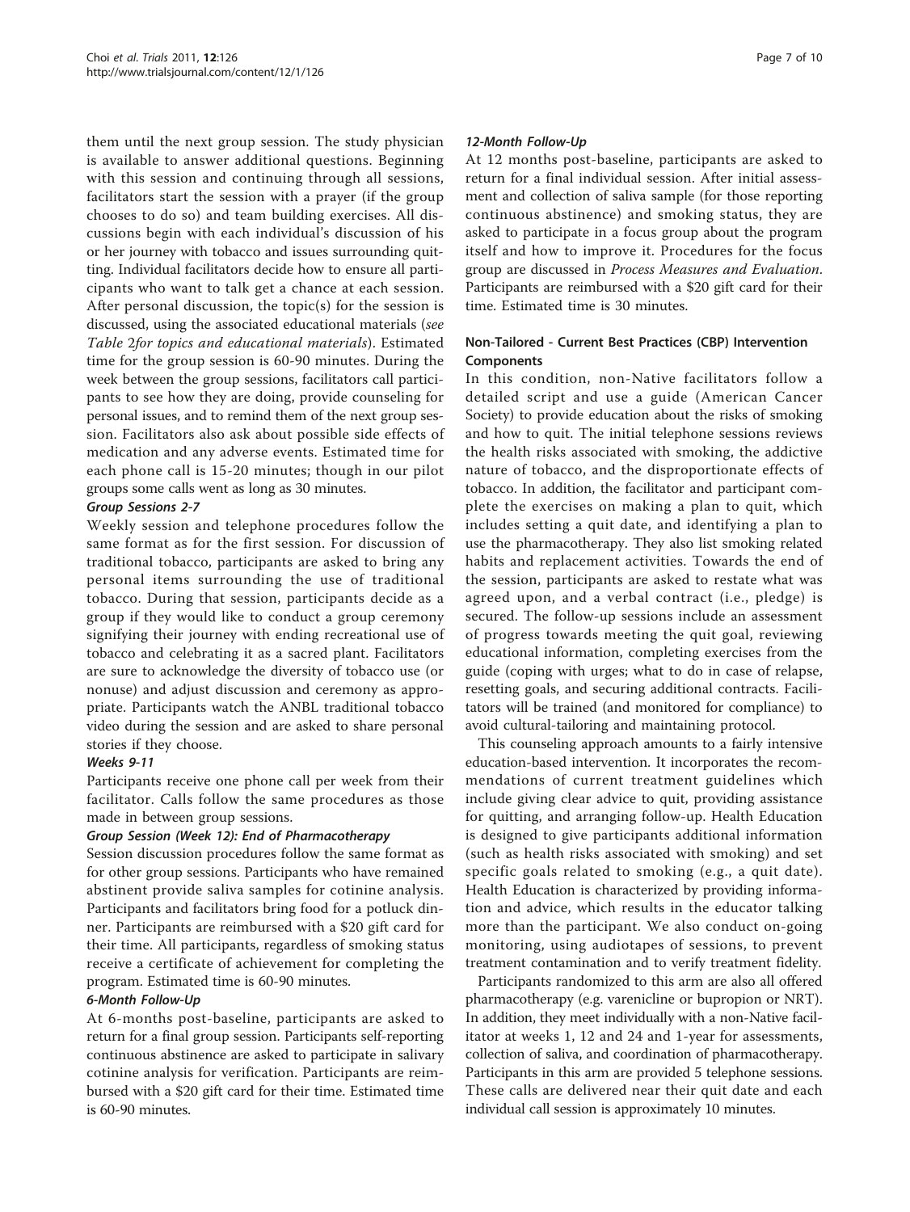them until the next group session. The study physician is available to answer additional questions. Beginning with this session and continuing through all sessions, facilitators start the session with a prayer (if the group chooses to do so) and team building exercises. All discussions begin with each individual's discussion of his or her journey with tobacco and issues surrounding quitting. Individual facilitators decide how to ensure all participants who want to talk get a chance at each session. After personal discussion, the topic(s) for the session is discussed, using the associated educational materials (*see Table 2for topics and educational materials*). Estimated time for the group session is 60-90 minutes. During the week between the group sessions, facilitators call participants to see how they are doing, provide counseling for personal issues, and to remind them of the next group session. Facilitators also ask about possible side effects of medication and any adverse events. Estimated time for each phone call is 15-20 minutes; though in our pilot groups some calls went as long as 30 minutes.

#### Group Sessions 2-7

Weekly session and telephone procedures follow the same format as for the first session. For discussion of traditional tobacco, participants are asked to bring any personal items surrounding the use of traditional tobacco. During that session, participants decide as a group if they would like to conduct a group ceremony signifying their journey with ending recreational use of tobacco and celebrating it as a sacred plant. Facilitators are sure to acknowledge the diversity of tobacco use (or nonuse) and adjust discussion and ceremony as appropriate. Participants watch the ANBL traditional tobacco video during the session and are asked to share personal stories if they choose.

#### Weeks 9-11

Participants receive one phone call per week from their facilitator. Calls follow the same procedures as those made in between group sessions.

#### Group Session (Week 12): End of Pharmacotherapy

Session discussion procedures follow the same format as for other group sessions. Participants who have remained abstinent provide saliva samples for cotinine analysis. Participants and facilitators bring food for a potluck dinner. Participants are reimbursed with a $20 gift card for their time. All participants, regardless of smoking status receive a certificate of achievement for completing the program. Estimated time is 60-90 minutes.

#### 6-Month Follow-Up

At 6-months post-baseline, participants are asked to return for a final group session. Participants self-reporting continuous abstinence are asked to participate in salivary cotinine analysis for verification. Participants are reimbursed with a $20 gift card for their time. Estimated time is 60-90 minutes.

#### 12-Month Follow-Up

At 12 months post-baseline, participants are asked to return for a final individual session. After initial assessment and collection of saliva sample (for those reporting continuous abstinence) and smoking status, they are asked to participate in a focus group about the program itself and how to improve it. Procedures for the focus group are discussed in *Process Measures and Evaluation*. Participants are reimbursed with a $20 gift card for their time. Estimated time is 30 minutes.

### Non-Tailored - Current Best Practices (CBP) Intervention Components

In this condition, non-Native facilitators follow a detailed script and use a guide (American Cancer Society) to provide education about the risks of smoking and how to quit. The initial telephone sessions reviews the health risks associated with smoking, the addictive nature of tobacco, and the disproportionate effects of tobacco. In addition, the facilitator and participant complete the exercises on making a plan to quit, which includes setting a quit date, and identifying a plan to use the pharmacotherapy. They also list smoking related habits and replacement activities. Towards the end of the session, participants are asked to restate what was agreed upon, and a verbal contract (i.e., pledge) is secured. The follow-up sessions include an assessment of progress towards meeting the quit goal, reviewing educational information, completing exercises from the guide (coping with urges; what to do in case of relapse, resetting goals, and securing additional contracts. Facilitators will be trained (and monitored for compliance) to avoid cultural-tailoring and maintaining protocol.

This counseling approach amounts to a fairly intensive education-based intervention. It incorporates the recommendations of current treatment guidelines which include giving clear advice to quit, providing assistance for quitting, and arranging follow-up. Health Education is designed to give participants additional information (such as health risks associated with smoking) and set specific goals related to smoking (e.g., a quit date). Health Education is characterized by providing information and advice, which results in the educator talking more than the participant. We also conduct on-going monitoring, using audiotapes of sessions, to prevent treatment contamination and to verify treatment fidelity.

Participants randomized to this arm are also all offered pharmacotherapy (e.g. varenicline or bupropion or NRT). In addition, they meet individually with a non-Native facilitator at weeks 1, 12 and 24 and 1-year for assessments, collection of saliva, and coordination of pharmacotherapy. Participants in this arm are provided 5 telephone sessions. These calls are delivered near their quit date and each individual call session is approximately 10 minutes.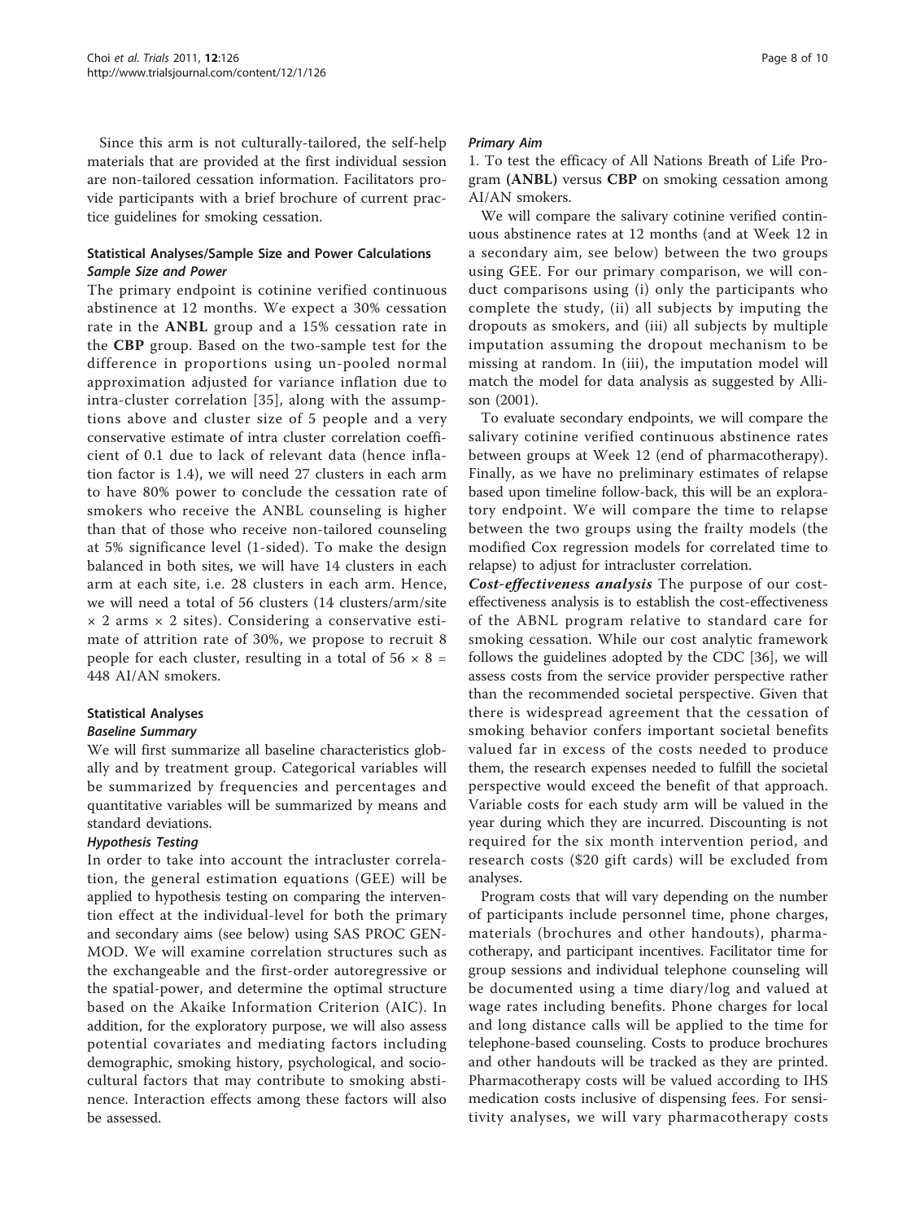Since this arm is not culturally-tailored, the self-help materials that are provided at the first individual session are non-tailored cessation information. Facilitators provide participants with a brief brochure of current practice guidelines for smoking cessation.

## Statistical Analyses/Sample Size and Power Calculations

### *Sample Size and Power*

The primary endpoint is cotinine verified continuous abstinence at 12 months. We expect a 30% cessation rate in the **ANBL** group and a 15% cessation rate in the **CBP** group. Based on the two-sample test for the difference in proportions using un-pooled normal approximation adjusted for variance inflation due to intra-cluster correlation [35], along with the assumptions above and cluster size of 5 people and a very conservative estimate of intra cluster correlation coefficient of 0.1 due to lack of relevant data (hence inflation factor is 1.4), we will need 27 clusters in each arm to have 80% power to conclude the cessation rate of smokers who receive the ANBL counseling is higher than that of those who receive non-tailored counseling at 5% significance level (1-sided). To make the design balanced in both sites, we will have 14 clusters in each arm at each site, i.e. 28 clusters in each arm. Hence, we will need a total of 56 clusters (14 clusters/arm/site $\times$ 2 arms $\times$ 2 sites). Considering a conservative estimate of attrition rate of 30%, we propose to recruit 8 people for each cluster, resulting in a total of $56 \times 8 = 448$ AI/AN smokers.

## Statistical Analyses

### *Baseline Summary*

We will first summarize all baseline characteristics globally and by treatment group. Categorical variables will be summarized by frequencies and percentages and quantitative variables will be summarized by means and standard deviations.

### *Hypothesis Testing*

In order to take into account the intracluster correlation, the general estimation equations (GEE) will be applied to hypothesis testing on comparing the intervention effect at the individual-level for both the primary and secondary aims (see below) using SAS PROC GENMOD. We will examine correlation structures such as the exchangeable and the first-order autoregressive or the spatial-power, and determine the optimal structure based on the Akaike Information Criterion (AIC). In addition, for the exploratory purpose, we will also assess potential covariates and mediating factors including demographic, smoking history, psychological, and sociocultural factors that may contribute to smoking abstinence. Interaction effects among these factors will also be assessed.

### *Primary Aim*

1. To test the efficacy of All Nations Breath of Life Program **(ANBL)** versus **CBP** on smoking cessation among AI/AN smokers.

We will compare the salivary cotinine verified continuous abstinence rates at 12 months (and at Week 12 in a secondary aim, see below) between the two groups using GEE. For our primary comparison, we will conduct comparisons using (i) only the participants who complete the study, (ii) all subjects by imputing the dropouts as smokers, and (iii) all subjects by multiple imputation assuming the dropout mechanism to be missing at random. In (iii), the imputation model will match the model for data analysis as suggested by Allison (2001).

To evaluate secondary endpoints, we will compare the salivary cotinine verified continuous abstinence rates between groups at Week 12 (end of pharmacotherapy). Finally, as we have no preliminary estimates of relapse based upon timeline follow-back, this will be an exploratory endpoint. We will compare the time to relapse between the two groups using the frailty models (the modified Cox regression models for correlated time to relapse) to adjust for intracluster correlation.

***Cost-effectiveness analysis*** The purpose of our cost-effectiveness analysis is to establish the cost-effectiveness of the ABNL program relative to standard care for smoking cessation. While our cost analytic framework follows the guidelines adopted by the CDC [36], we will assess costs from the service provider perspective rather than the recommended societal perspective. Given that there is widespread agreement that the cessation of smoking behavior confers important societal benefits valued far in excess of the costs needed to produce them, the research expenses needed to fulfill the societal perspective would exceed the benefit of that approach. Variable costs for each study arm will be valued in the year during which they are incurred. Discounting is not required for the six month intervention period, and research costs ($20 gift cards) will be excluded from analyses.

Program costs that will vary depending on the number of participants include personnel time, phone charges, materials (brochures and other handouts), pharmacotherapy, and participant incentives. Facilitator time for group sessions and individual telephone counseling will be documented using a time diary/log and valued at wage rates including benefits. Phone charges for local and long distance calls will be applied to the time for telephone-based counseling. Costs to produce brochures and other handouts will be tracked as they are printed. Pharmacotherapy costs will be valued according to IHS medication costs inclusive of dispensing fees. For sensitivity analyses, we will vary pharmacotherapy costs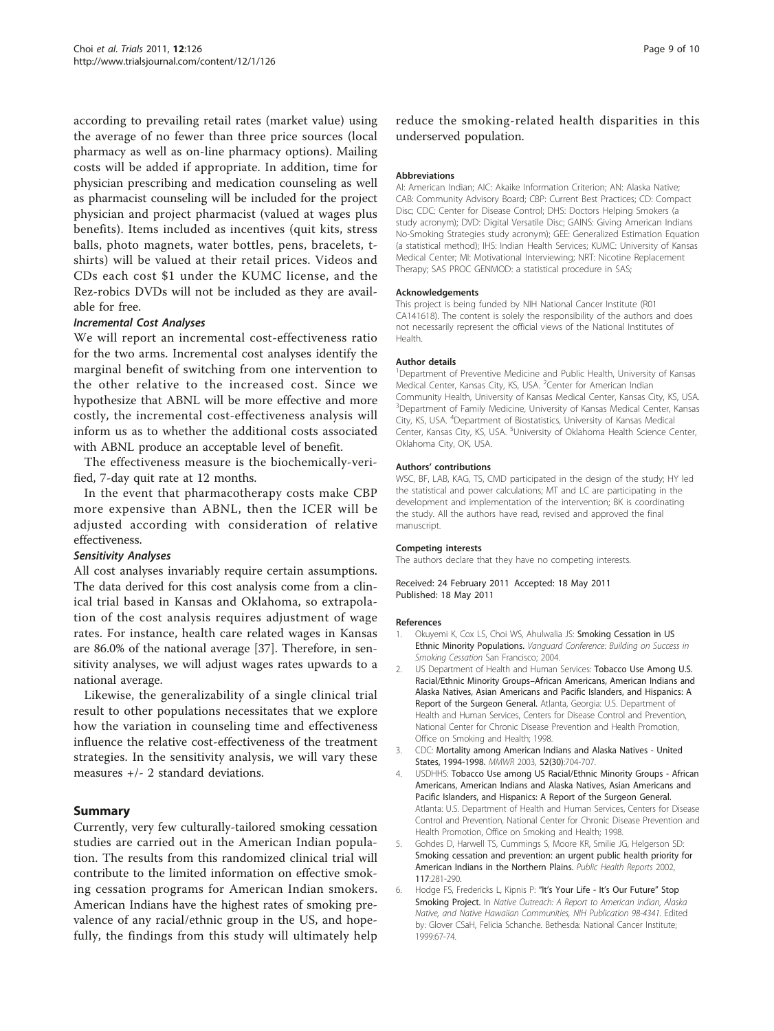according to prevailing retail rates (market value) using the average of no fewer than three price sources (local pharmacy as well as on-line pharmacy options). Mailing costs will be added if appropriate. In addition, time for physician prescribing and medication counseling as well as pharmacist counseling will be included for the project physician and project pharmacist (valued at wages plus benefits). Items included as incentives (quit kits, stress balls, photo magnets, water bottles, pens, bracelets, t-shirts) will be valued at their retail prices. Videos and CDs each cost $1 under the KUMC license, and the Rez-robics DVDs will not be included as they are available for free.

#### *Incremental Cost Analyses*

We will report an incremental cost-effectiveness ratio for the two arms. Incremental cost analyses identify the marginal benefit of switching from one intervention to the other relative to the increased cost. Since we hypothesize that ABNL will be more effective and more costly, the incremental cost-effectiveness analysis will inform us as to whether the additional costs associated with ABNL produce an acceptable level of benefit.

The effectiveness measure is the biochemically-verified, 7-day quit rate at 12 months.

In the event that pharmacotherapy costs make CBP more expensive than ABNL, then the ICER will be adjusted according with consideration of relative effectiveness.

#### *Sensitivity Analyses*

All cost analyses invariably require certain assumptions. The data derived for this cost analysis come from a clinical trial based in Kansas and Oklahoma, so extrapolation of the cost analysis requires adjustment of wage rates. For instance, health care related wages in Kansas are 86.0% of the national average [37]. Therefore, in sensitivity analyses, we will adjust wages rates upwards to a national average.

Likewise, the generalizability of a single clinical trial result to other populations necessitates that we explore how the variation in counseling time and effectiveness influence the relative cost-effectiveness of the treatment strategies. In the sensitivity analysis, we will vary these measures +/- 2 standard deviations.

## Summary

Currently, very few culturally-tailored smoking cessation studies are carried out in the American Indian population. The results from this randomized clinical trial will contribute to the limited information on effective smoking cessation programs for American Indian smokers. American Indians have the highest rates of smoking prevalence of any racial/ethnic group in the US, and hopefully, the findings from this study will ultimately help reduce the smoking-related health disparities in this underserved population.

#### Abbreviations

AI: American Indian; AIC: Akaike Information Criterion; AN: Alaska Native; CAB: Community Advisory Board; CBP: Current Best Practices; CD: Compact Disc; CDC: Center for Disease Control; DHS: Doctors Helping Smokers (a study acronym); DVD: Digital Versatile Disc; GAINS: Giving American Indians No-Smoking Strategies study acronym); GEE: Generalized Estimation Equation (a statistical method); IHS: Indian Health Services; KUMC: University of Kansas Medical Center; MI: Motivational Interviewing; NRT: Nicotine Replacement Therapy; SAS PROC GENMOD: a statistical procedure in SAS;

#### Acknowledgements

This project is being funded by NIH National Cancer Institute (R01 CA141618). The content is solely the responsibility of the authors and does not necessarily represent the official views of the National Institutes of Health.

#### Author details

[1]Department of Preventive Medicine and Public Health, University of Kansas Medical Center, Kansas City, KS, USA. [2]Center for American Indian Community Health, University of Kansas Medical Center, Kansas City, KS, USA. [3]Department of Family Medicine, University of Kansas Medical Center, Kansas City, KS, USA. [4]Department of Biostatistics, University of Kansas Medical Center, Kansas City, KS, USA. [5]University of Oklahoma Health Science Center, Oklahoma City, OK, USA.

#### Authors' contributions

WSC, BF, LAB, KAG, TS, CMD participated in the design of the study; HY led the statistical and power calculations; MT and LC are participating in the development and implementation of the intervention; BK is coordinating the study. All the authors have read, revised and approved the final manuscript.

#### Competing interests

The authors declare that they have no competing interests.

Received: 24 February 2011 Accepted: 18 May 2011
Published: 18 May 2011

#### References

1. Okuyemi K, Cox LS, Choi WS, Ahulwalia JS: **Smoking Cessation in US Ethnic Minority Populations.** *Vanguard Conference: Building on Success in Smoking Cessation* San Francisco; 2004.
2. US Department of Health and Human Services: **Tobacco Use Among U.S. Racial/Ethnic Minority Groups–African Americans, American Indians and Alaska Natives, Asian Americans and Pacific Islanders, and Hispanics: A Report of the Surgeon General.** Atlanta, Georgia: U.S. Department of Health and Human Services, Centers for Disease Control and Prevention, National Center for Chronic Disease Prevention and Health Promotion, Office on Smoking and Health; 1998.
3. CDC: **Mortality among American Indians and Alaska Natives - United States, 1994-1998.** *MMWR* 2003, **52(30)**:704-707.
4. USDHHS: **Tobacco Use among US Racial/Ethnic Minority Groups - African Americans, American Indians and Alaska Natives, Asian Americans and Pacific Islanders, and Hispanics: A Report of the Surgeon General.** Atlanta: U.S. Department of Health and Human Services, Centers for Disease Control and Prevention, National Center for Chronic Disease Prevention and Health Promotion, Office on Smoking and Health; 1998.
5. Gohdes D, Harwell TS, Cummings S, Moore KR, Smilie JG, Helgerson SD: **Smoking cessation and prevention: an urgent public health priority for American Indians in the Northern Plains.** *Public Health Reports* 2002, **117**:281-290.
6. Hodge FS, Fredericks L, Kipnis P: **"It's Your Life - It's Our Future" Stop Smoking Project.** In *Native Outreach: A Report to American Indian, Alaska Native, and Native Hawaiian Communities, NIH Publication 98-4341.* Edited by: Glover CSaH, Felicia Schanche. Bethesda: National Cancer Institute; 1999:67-74.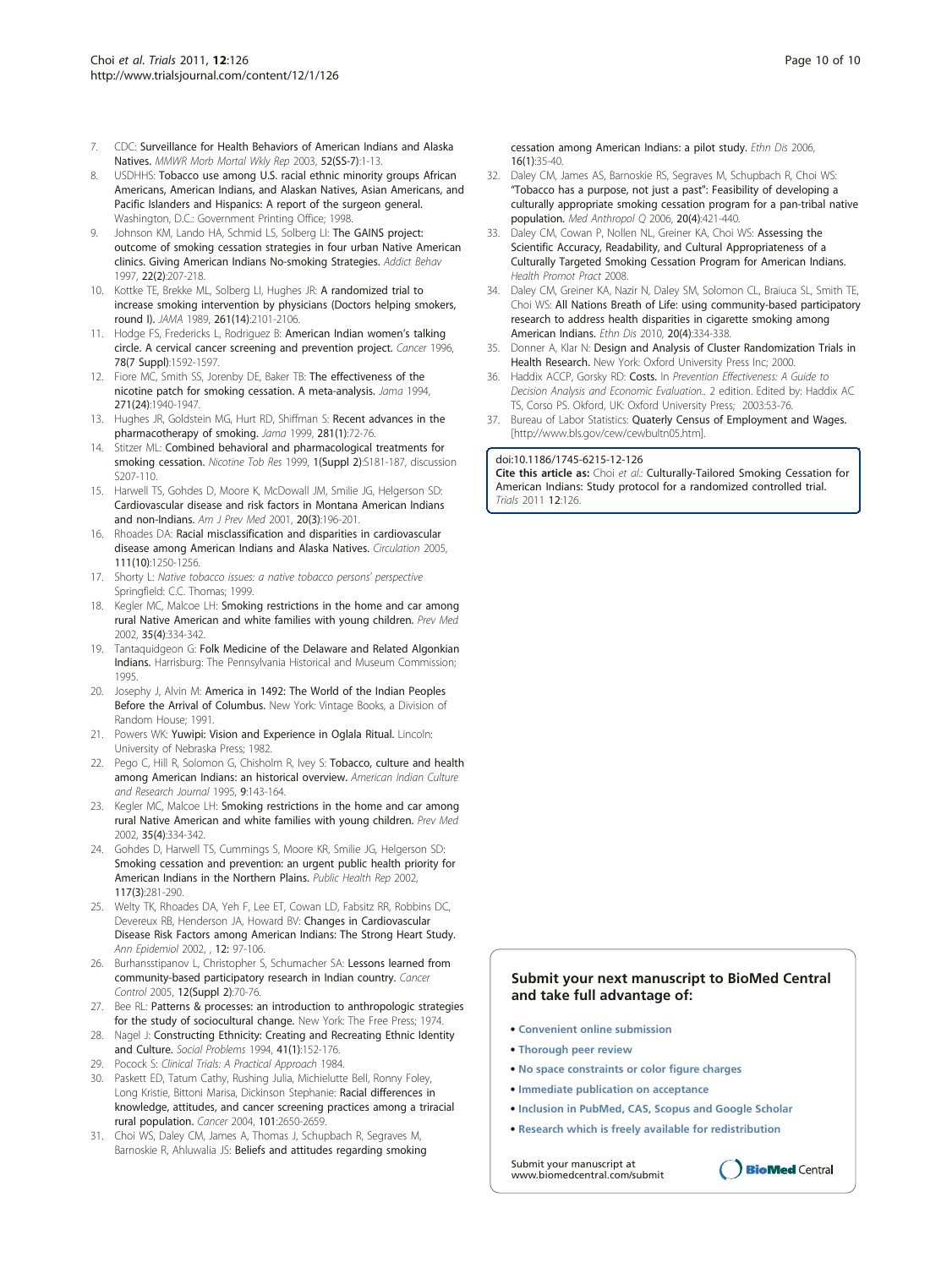7. CDC: **Surveillance for Health Behaviors of American Indians and Alaska Natives.** *MMWR Morb Mortal Wkly Rep* 2003, **52(SS-7)**:1-13.
8. USDHHS: **Tobacco use among U.S. racial ethnic minority groups African Americans, American Indians, and Alaskan Natives, Asian Americans, and Pacific Islanders and Hispanics: A report of the surgeon general.** Washington, D.C.: Government Printing Office; 1998.
9. Johnson KM, Lando HA, Schmid LS, Solberg LI: **The GAINS project: outcome of smoking cessation strategies in four urban Native American clinics. Giving American Indians No-smoking Strategies.** *Addict Behav* 1997, **22(2)**:207-218.
10. Kottke TE, Brekke ML, Solberg LI, Hughes JR: **A randomized trial to increase smoking intervention by physicians (Doctors helping smokers, round I).** *JAMA* 1989, **261(14)**:2101-2106.
11. Hodge FS, Fredericks L, Rodriguez B: **American Indian women's talking circle. A cervical cancer screening and prevention project.** *Cancer* 1996, **78(7 Suppl)**:1592-1597.
12. Fiore MC, Smith SS, Jorenby DE, Baker TB: **The effectiveness of the nicotine patch for smoking cessation. A meta-analysis.** *Jama* 1994, **271(24)**:1940-1947.
13. Hughes JR, Goldstein MG, Hurt RD, Shiffman S: **Recent advances in the pharmacotherapy of smoking.** *Jama* 1999, **281(1)**:72-76.
14. Stitzer ML: **Combined behavioral and pharmacological treatments for smoking cessation.** *Nicotine Tob Res* 1999, **1(Suppl 2)**:S181-187, discussion S207-110.
15. Harwell TS, Gohdes D, Moore K, McDowall JM, Smilie JG, Helgerson SD: **Cardiovascular disease and risk factors in Montana American Indians and non-Indians.** *Am J Prev Med* 2001, **20(3)**:196-201.
16. Rhoades DA: **Racial misclassification and disparities in cardiovascular disease among American Indians and Alaska Natives.** *Circulation* 2005, **111(10)**:1250-1256.
17. Shorty L: *Native tobacco issues: a native tobacco persons' perspective* Springfield: C.C. Thomas; 1999.
18. Kegler MC, Malcoe LH: **Smoking restrictions in the home and car among rural Native American and white families with young children.** *Prev Med* 2002, **35(4)**:334-342.
19. Tantaquidgeon G: **Folk Medicine of the Delaware and Related Algonkian Indians.** Harrisburg: The Pennsylvania Historical and Museum Commission; 1995.
20. Josephy J, Alvin M: **America in 1492: The World of the Indian Peoples Before the Arrival of Columbus.** New York: Vintage Books, a Division of Random House; 1991.
21. Powers WK: **Yuwipi: Vision and Experience in Oglala Ritual.** Lincoln: University of Nebraska Press; 1982.
22. Pego C, Hill R, Solomon G, Chisholm R, Ivey S: **Tobacco, culture and health among American Indians: an historical overview.** *American Indian Culture and Research Journal* 1995, **9**:143-164.
23. Kegler MC, Malcoe LH: **Smoking restrictions in the home and car among rural Native American and white families with young children.** *Prev Med* 2002, **35(4)**:334-342.
24. Gohdes D, Harwell TS, Cummings S, Moore KR, Smilie JG, Helgerson SD: **Smoking cessation and prevention: an urgent public health priority for American Indians in the Northern Plains.** *Public Health Rep* 2002, **117(3)**:281-290.
25. Welty TK, Rhoades DA, Yeh F, Lee ET, Cowan LD, Fabsitz RR, Robbins DC, Devereux RB, Henderson JA, Howard BV: **Changes in Cardiovascular Disease Risk Factors among American Indians: The Strong Heart Study.** *Ann Epidemiol* 2002, , **12**: 97-106.
26. Burhansstipanov L, Christopher S, Schumacher SA: **Lessons learned from community-based participatory research in Indian country.** *Cancer Control* 2005, **12(Suppl 2)**:70-76.
27. Bee RL: **Patterns & processes: an introduction to anthropologic strategies for the study of sociocultural change.** New York: The Free Press; 1974.
28. Nagel J: **Constructing Ethnicity: Creating and Recreating Ethnic Identity and Culture.** *Social Problems* 1994, **41(1)**:152-176.
29. Pocock S: *Clinical Trials: A Practical Approach* 1984.
30. Paskett ED, Tatum Cathy, Rushing Julia, Michielutte Bell, Ronny Foley, Long Kristie, Bittoni Marisa, Dickinson Stephanie: **Racial differences in knowledge, attitudes, and cancer screening practices among a triracial rural population.** *Cancer* 2004, **101**:2650-2659.
31. Choi WS, Daley CM, James A, Thomas J, Schupbach R, Segraves M, Barnoskie R, Ahluwalia JS: **Beliefs and attitudes regarding smoking cessation among American Indians: a pilot study.** *Ethn Dis* 2006, **16(1)**:35-40.
32. Daley CM, James AS, Barnoskie RS, Segraves M, Schupbach R, Choi WS: **"Tobacco has a purpose, not just a past": Feasibility of developing a culturally appropriate smoking cessation program for a pan-tribal native population.** *Med Anthropol Q* 2006, **20(4)**:421-440.
33. Daley CM, Cowan P, Nollen NL, Greiner KA, Choi WS: **Assessing the Scientific Accuracy, Readability, and Cultural Appropriateness of a Culturally Targeted Smoking Cessation Program for American Indians.** *Health Promot Pract* 2008.
34. Daley CM, Greiner KA, Nazir N, Daley SM, Solomon CL, Braiuca SL, Smith TE, Choi WS: **All Nations Breath of Life: using community-based participatory research to address health disparities in cigarette smoking among American Indians.** *Ethn Dis* 2010, **20(4)**:334-338.
35. Donner A, Klar N: **Design and Analysis of Cluster Randomization Trials in Health Research.** New York: Oxford University Press Inc; 2000.
36. Haddix ACCP, Gorsky RD: **Costs.** In *Prevention Effectiveness: A Guide to Decision Analysis and Economic Evaluation.*. 2 edition. Edited by: Haddix AC TS, Corso PS. Okford, UK: Oxford University Press; 2003:53-76.
37. Bureau of Labor Statistics: **Quaterly Census of Employment and Wages.** [http://www.bls.gov/cew/cewbultn05.htm].

doi:10.1186/1745-6215-12-126

**Cite this article as:** Choi *et al.*: Culturally-Tailored Smoking Cessation for American Indians: Study protocol for a randomized controlled trial. *Trials* 2011 **12**:126.

**Submit your next manuscript to BioMed Central and take full advantage of:**

- Convenient online submission
- Thorough peer review
- No space constraints or color figure charges
- Immediate publication on acceptance
- Inclusion in PubMed, CAS, Scopus and Google Scholar
- Research which is freely available for redistribution

Submit your manuscript at www.biomedcentral.com/submit

BioMed Central